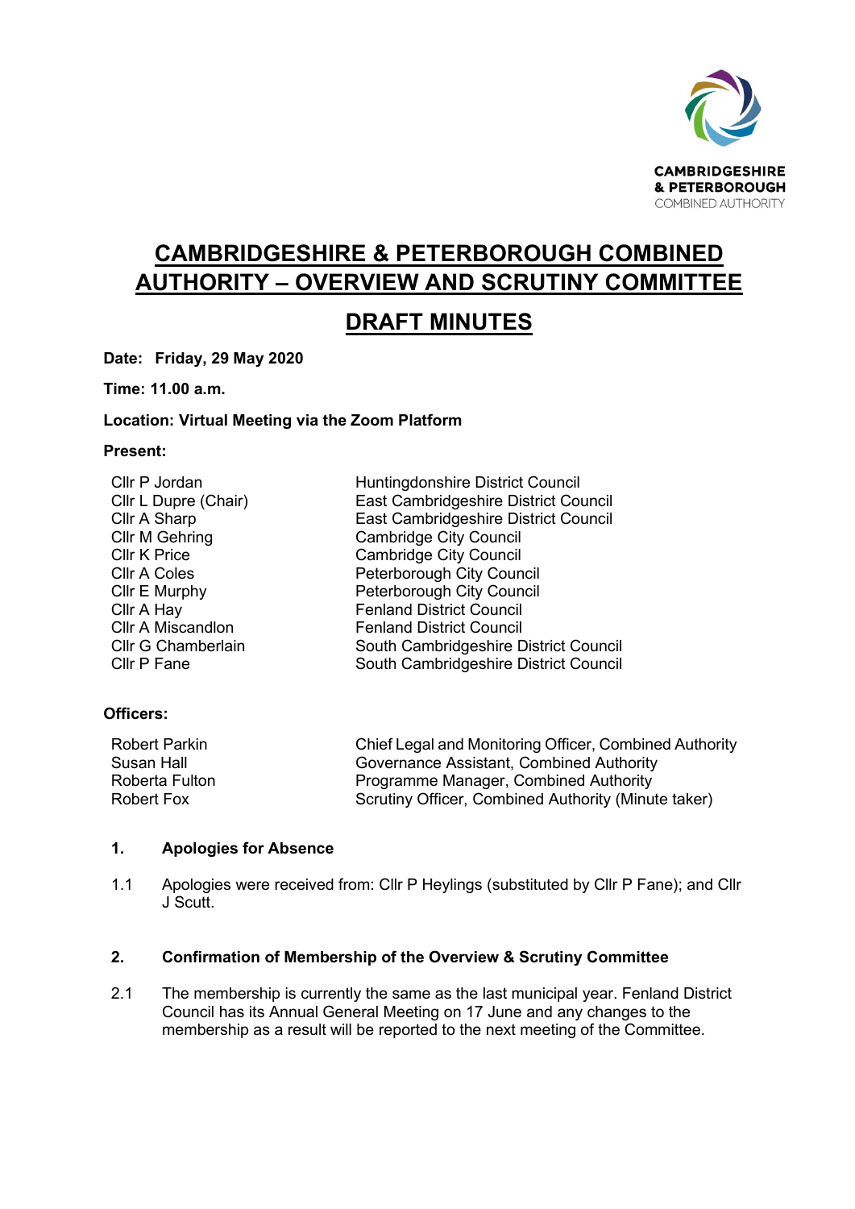CAMBRIDGESHIRE & PETERBOROUGH COMBINED AUTHORITY

# CAMBRIDGESHIRE & PETERBOROUGH COMBINED AUTHORITY – OVERVIEW AND SCRUTINY COMMITTEE

# DRAFT MINUTES

**Date: Friday, 29 May 2020**

**Time: 11.00 a.m.**

**Location: Virtual Meeting via the Zoom Platform**

**Present:**

| | |
|---|---|
| Cllr P Jordan | Huntingdonshire District Council |
| Cllr L Dupre (Chair) | East Cambridgeshire District Council |
| Cllr A Sharp | East Cambridgeshire District Council |
| Cllr M Gehring | Cambridge City Council |
| Cllr K Price | Cambridge City Council |
| Cllr A Coles | Peterborough City Council |
| Cllr E Murphy | Peterborough City Council |
| Cllr A Hay | Fenland District Council |
| Cllr A Miscandlon | Fenland District Council |
| Cllr G Chamberlain | South Cambridgeshire District Council |
| Cllr P Fane | South Cambridgeshire District Council |

**Officers:**

| | |
|---|---|
| Robert Parkin | Chief Legal and Monitoring Officer, Combined Authority |
| Susan Hall | Governance Assistant, Combined Authority |
| Roberta Fulton | Programme Manager, Combined Authority |
| Robert Fox | Scrutiny Officer, Combined Authority (Minute taker) |

## 1. Apologies for Absence

1.1 Apologies were received from: Cllr P Heylings (substituted by Cllr P Fane); and Cllr J Scutt.

## 2. Confirmation of Membership of the Overview & Scrutiny Committee

2.1 The membership is currently the same as the last municipal year. Fenland District Council has its Annual General Meeting on 17 June and any changes to the membership as a result will be reported to the next meeting of the Committee.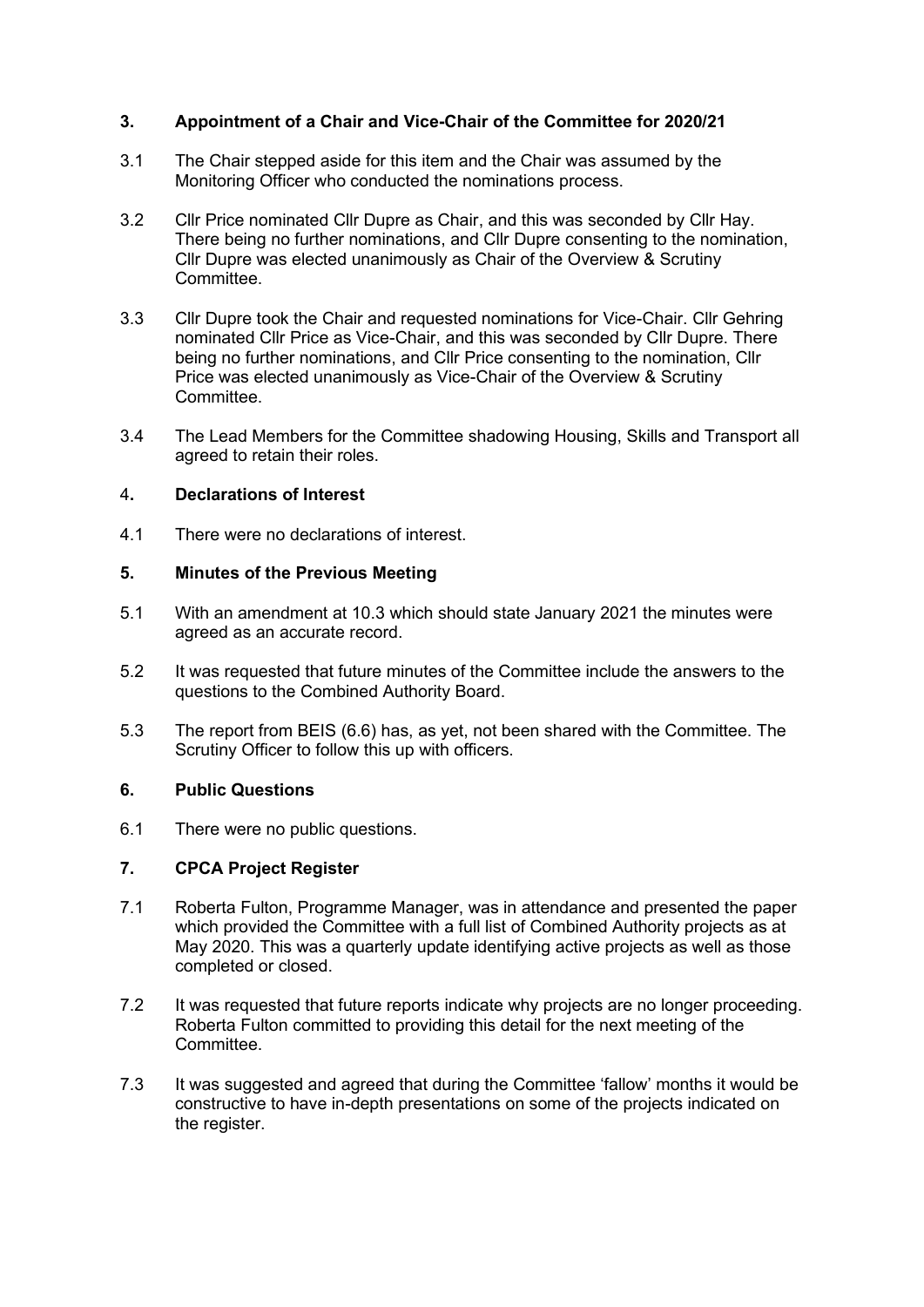## 3. Appointment of a Chair and Vice-Chair of the Committee for 2020/21

3.1 The Chair stepped aside for this item and the Chair was assumed by the Monitoring Officer who conducted the nominations process.

3.2 Cllr Price nominated Cllr Dupre as Chair, and this was seconded by Cllr Hay. There being no further nominations, and Cllr Dupre consenting to the nomination, Cllr Dupre was elected unanimously as Chair of the Overview & Scrutiny Committee.

3.3 Cllr Dupre took the Chair and requested nominations for Vice-Chair. Cllr Gehring nominated Cllr Price as Vice-Chair, and this was seconded by Cllr Dupre. There being no further nominations, and Cllr Price consenting to the nomination, Cllr Price was elected unanimously as Vice-Chair of the Overview & Scrutiny Committee.

3.4 The Lead Members for the Committee shadowing Housing, Skills and Transport all agreed to retain their roles.

## 4. Declarations of Interest

4.1 There were no declarations of interest.

## 5. Minutes of the Previous Meeting

5.1 With an amendment at 10.3 which should state January 2021 the minutes were agreed as an accurate record.

5.2 It was requested that future minutes of the Committee include the answers to the questions to the Combined Authority Board.

5.3 The report from BEIS (6.6) has, as yet, not been shared with the Committee. The Scrutiny Officer to follow this up with officers.

## 6. Public Questions

6.1 There were no public questions.

## 7. CPCA Project Register

7.1 Roberta Fulton, Programme Manager, was in attendance and presented the paper which provided the Committee with a full list of Combined Authority projects as at May 2020. This was a quarterly update identifying active projects as well as those completed or closed.

7.2 It was requested that future reports indicate why projects are no longer proceeding. Roberta Fulton committed to providing this detail for the next meeting of the Committee.

7.3 It was suggested and agreed that during the Committee 'fallow' months it would be constructive to have in-depth presentations on some of the projects indicated on the register.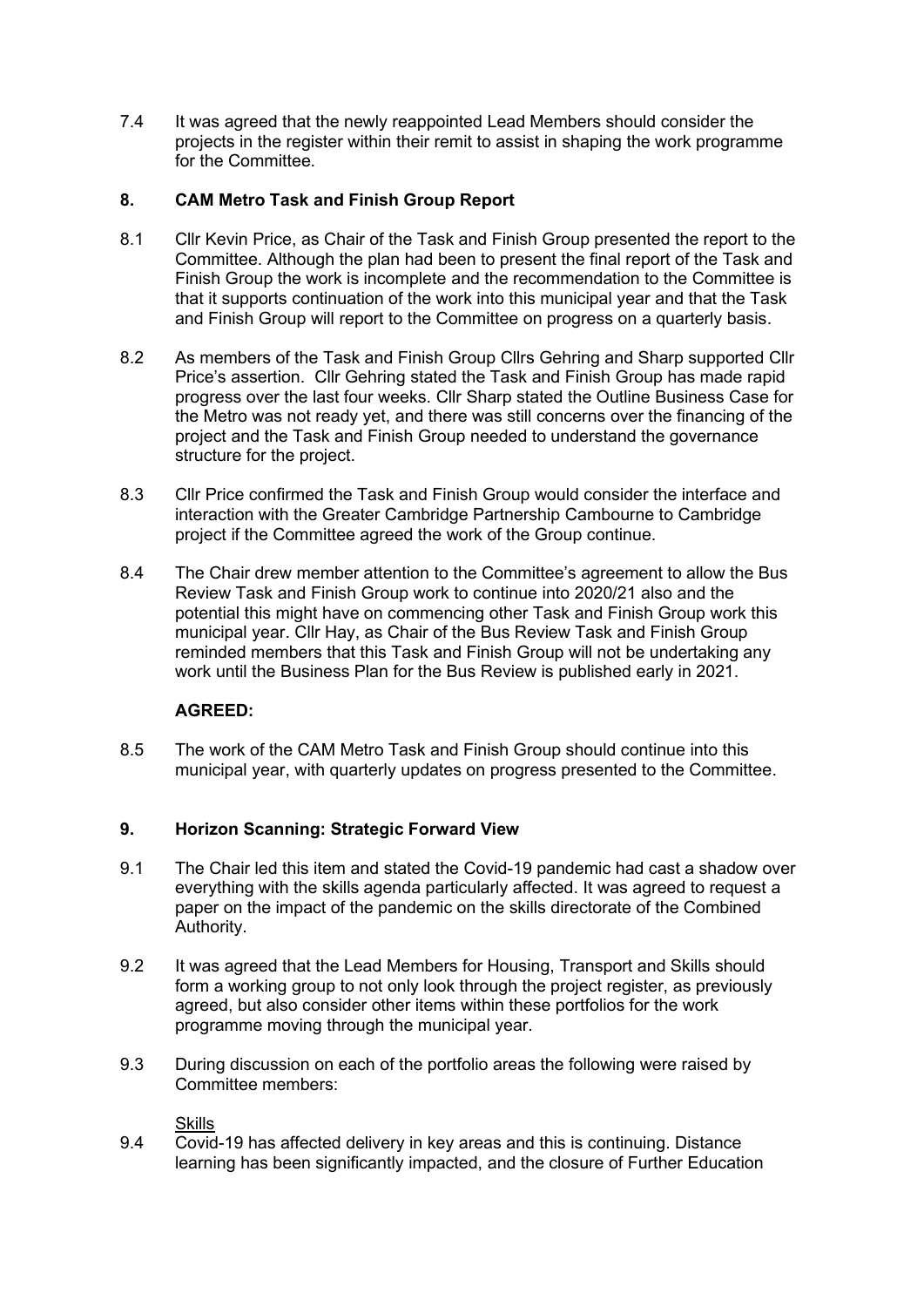7.4 It was agreed that the newly reappointed Lead Members should consider the projects in the register within their remit to assist in shaping the work programme for the Committee.

## 8. CAM Metro Task and Finish Group Report

8.1 Cllr Kevin Price, as Chair of the Task and Finish Group presented the report to the Committee. Although the plan had been to present the final report of the Task and Finish Group the work is incomplete and the recommendation to the Committee is that it supports continuation of the work into this municipal year and that the Task and Finish Group will report to the Committee on progress on a quarterly basis.

8.2 As members of the Task and Finish Group Cllrs Gehring and Sharp supported Cllr Price's assertion. Cllr Gehring stated the Task and Finish Group has made rapid progress over the last four weeks. Cllr Sharp stated the Outline Business Case for the Metro was not ready yet, and there was still concerns over the financing of the project and the Task and Finish Group needed to understand the governance structure for the project.

8.3 Cllr Price confirmed the Task and Finish Group would consider the interface and interaction with the Greater Cambridge Partnership Cambourne to Cambridge project if the Committee agreed the work of the Group continue.

8.4 The Chair drew member attention to the Committee's agreement to allow the Bus Review Task and Finish Group work to continue into 2020/21 also and the potential this might have on commencing other Task and Finish Group work this municipal year. Cllr Hay, as Chair of the Bus Review Task and Finish Group reminded members that this Task and Finish Group will not be undertaking any work until the Business Plan for the Bus Review is published early in 2021.

**AGREED:**

8.5 The work of the CAM Metro Task and Finish Group should continue into this municipal year, with quarterly updates on progress presented to the Committee.

## 9. Horizon Scanning: Strategic Forward View

9.1 The Chair led this item and stated the Covid-19 pandemic had cast a shadow over everything with the skills agenda particularly affected. It was agreed to request a paper on the impact of the pandemic on the skills directorate of the Combined Authority.

9.2 It was agreed that the Lead Members for Housing, Transport and Skills should form a working group to not only look through the project register, as previously agreed, but also consider other items within these portfolios for the work programme moving through the municipal year.

9.3 During discussion on each of the portfolio areas the following were raised by Committee members:

<u>Skills</u>

9.4 Covid-19 has affected delivery in key areas and this is continuing. Distance learning has been significantly impacted, and the closure of Further Education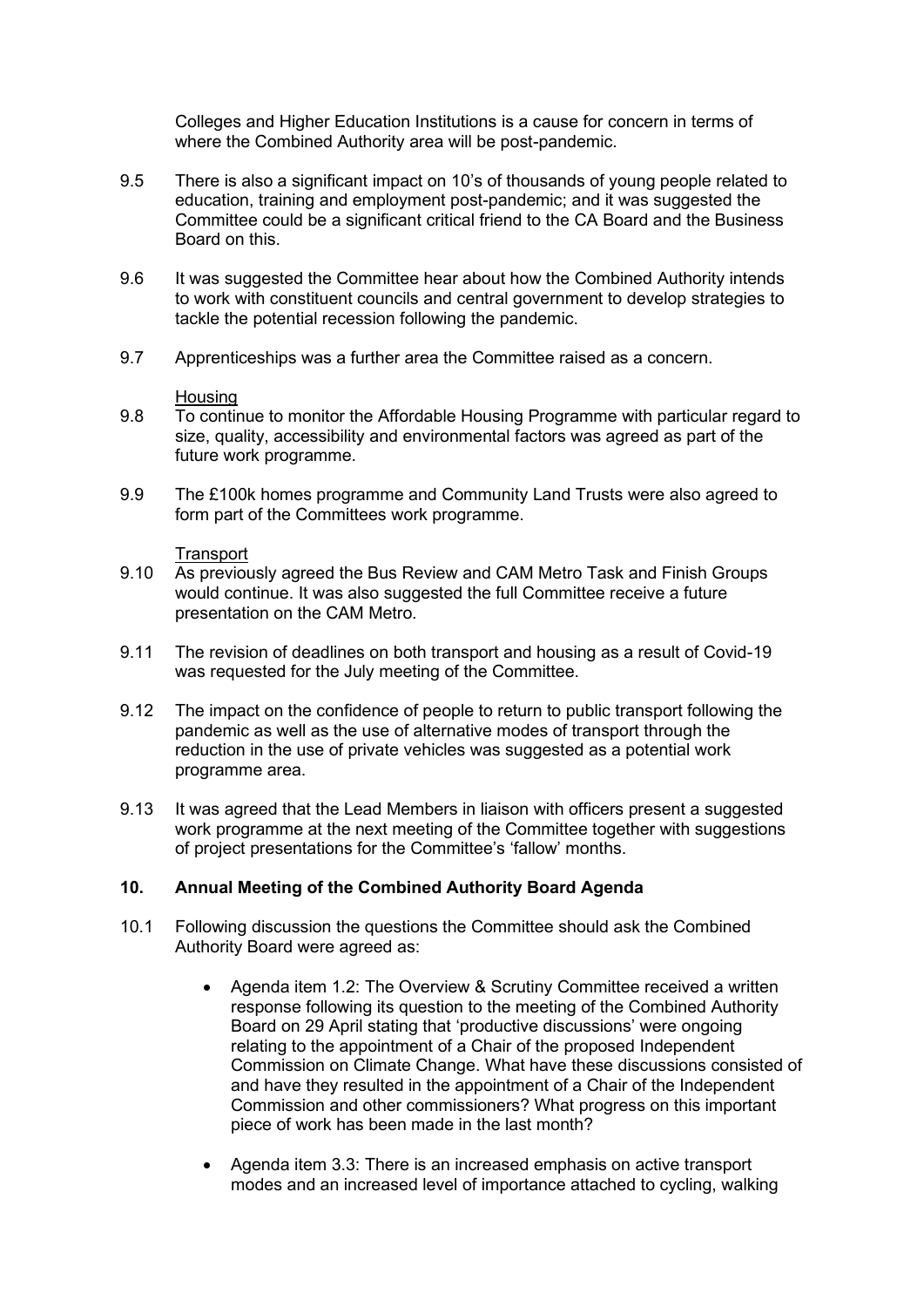Colleges and Higher Education Institutions is a cause for concern in terms of where the Combined Authority area will be post-pandemic.

9.5 There is also a significant impact on 10's of thousands of young people related to education, training and employment post-pandemic; and it was suggested the Committee could be a significant critical friend to the CA Board and the Business Board on this.

9.6 It was suggested the Committee hear about how the Combined Authority intends to work with constituent councils and central government to develop strategies to tackle the potential recession following the pandemic.

9.7 Apprenticeships was a further area the Committee raised as a concern.

Housing

9.8 To continue to monitor the Affordable Housing Programme with particular regard to size, quality, accessibility and environmental factors was agreed as part of the future work programme.

9.9 The £100k homes programme and Community Land Trusts were also agreed to form part of the Committees work programme.

Transport

9.10 As previously agreed the Bus Review and CAM Metro Task and Finish Groups would continue. It was also suggested the full Committee receive a future presentation on the CAM Metro.

9.11 The revision of deadlines on both transport and housing as a result of Covid-19 was requested for the July meeting of the Committee.

9.12 The impact on the confidence of people to return to public transport following the pandemic as well as the use of alternative modes of transport through the reduction in the use of private vehicles was suggested as a potential work programme area.

9.13 It was agreed that the Lead Members in liaison with officers present a suggested work programme at the next meeting of the Committee together with suggestions of project presentations for the Committee's 'fallow' months.

**10. Annual Meeting of the Combined Authority Board Agenda**

10.1 Following discussion the questions the Committee should ask the Combined Authority Board were agreed as:

- Agenda item 1.2: The Overview & Scrutiny Committee received a written response following its question to the meeting of the Combined Authority Board on 29 April stating that 'productive discussions' were ongoing relating to the appointment of a Chair of the proposed Independent Commission on Climate Change. What have these discussions consisted of and have they resulted in the appointment of a Chair of the Independent Commission and other commissioners? What progress on this important piece of work has been made in the last month?

- Agenda item 3.3: There is an increased emphasis on active transport modes and an increased level of importance attached to cycling, walking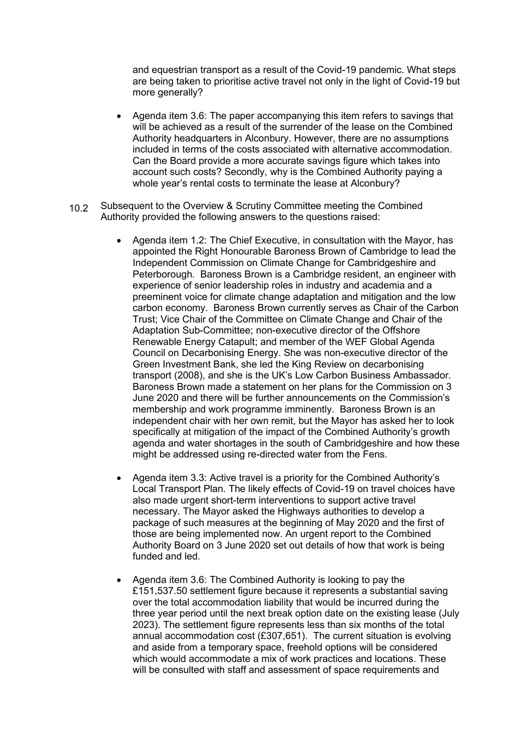and equestrian transport as a result of the Covid-19 pandemic. What steps are being taken to prioritise active travel not only in the light of Covid-19 but more generally?

- Agenda item 3.6: The paper accompanying this item refers to savings that will be achieved as a result of the surrender of the lease on the Combined Authority headquarters in Alconbury. However, there are no assumptions included in terms of the costs associated with alternative accommodation. Can the Board provide a more accurate savings figure which takes into account such costs? Secondly, why is the Combined Authority paying a whole year's rental costs to terminate the lease at Alconbury?

10.2 Subsequent to the Overview & Scrutiny Committee meeting the Combined Authority provided the following answers to the questions raised:

- Agenda item 1.2: The Chief Executive, in consultation with the Mayor, has appointed the Right Honourable Baroness Brown of Cambridge to lead the Independent Commission on Climate Change for Cambridgeshire and Peterborough. Baroness Brown is a Cambridge resident, an engineer with experience of senior leadership roles in industry and academia and a preeminent voice for climate change adaptation and mitigation and the low carbon economy. Baroness Brown currently serves as Chair of the Carbon Trust; Vice Chair of the Committee on Climate Change and Chair of the Adaptation Sub-Committee; non-executive director of the Offshore Renewable Energy Catapult; and member of the WEF Global Agenda Council on Decarbonising Energy. She was non-executive director of the Green Investment Bank, she led the King Review on decarbonising transport (2008), and she is the UK's Low Carbon Business Ambassador. Baroness Brown made a statement on her plans for the Commission on 3 June 2020 and there will be further announcements on the Commission's membership and work programme imminently. Baroness Brown is an independent chair with her own remit, but the Mayor has asked her to look specifically at mitigation of the impact of the Combined Authority's growth agenda and water shortages in the south of Cambridgeshire and how these might be addressed using re-directed water from the Fens.

- Agenda item 3.3: Active travel is a priority for the Combined Authority's Local Transport Plan. The likely effects of Covid-19 on travel choices have also made urgent short-term interventions to support active travel necessary. The Mayor asked the Highways authorities to develop a package of such measures at the beginning of May 2020 and the first of those are being implemented now. An urgent report to the Combined Authority Board on 3 June 2020 set out details of how that work is being funded and led.

- Agenda item 3.6: The Combined Authority is looking to pay the £151,537.50 settlement figure because it represents a substantial saving over the total accommodation liability that would be incurred during the three year period until the next break option date on the existing lease (July 2023). The settlement figure represents less than six months of the total annual accommodation cost (£307,651). The current situation is evolving and aside from a temporary space, freehold options will be considered which would accommodate a mix of work practices and locations. These will be consulted with staff and assessment of space requirements and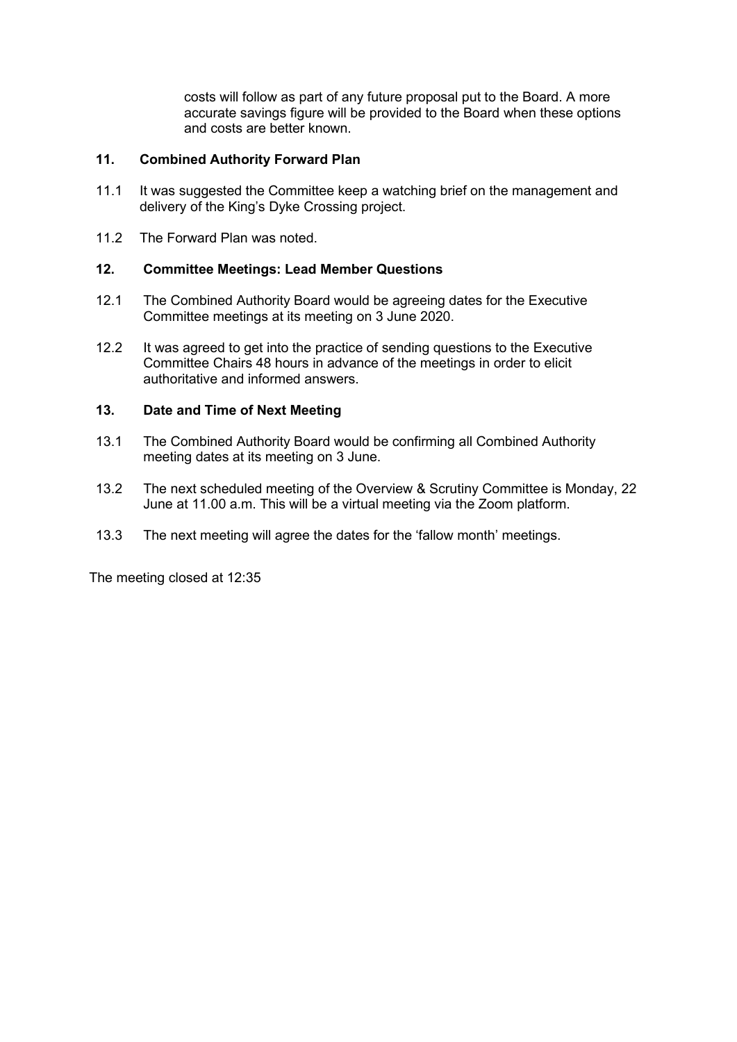costs will follow as part of any future proposal put to the Board. A more accurate savings figure will be provided to the Board when these options and costs are better known.

**11. Combined Authority Forward Plan**

11.1 It was suggested the Committee keep a watching brief on the management and delivery of the King's Dyke Crossing project.

11.2 The Forward Plan was noted.

**12. Committee Meetings: Lead Member Questions**

12.1 The Combined Authority Board would be agreeing dates for the Executive Committee meetings at its meeting on 3 June 2020.

12.2 It was agreed to get into the practice of sending questions to the Executive Committee Chairs 48 hours in advance of the meetings in order to elicit authoritative and informed answers.

**13. Date and Time of Next Meeting**

13.1 The Combined Authority Board would be confirming all Combined Authority meeting dates at its meeting on 3 June.

13.2 The next scheduled meeting of the Overview & Scrutiny Committee is Monday, 22 June at 11.00 a.m. This will be a virtual meeting via the Zoom platform.

13.3 The next meeting will agree the dates for the 'fallow month' meetings.

The meeting closed at 12:35